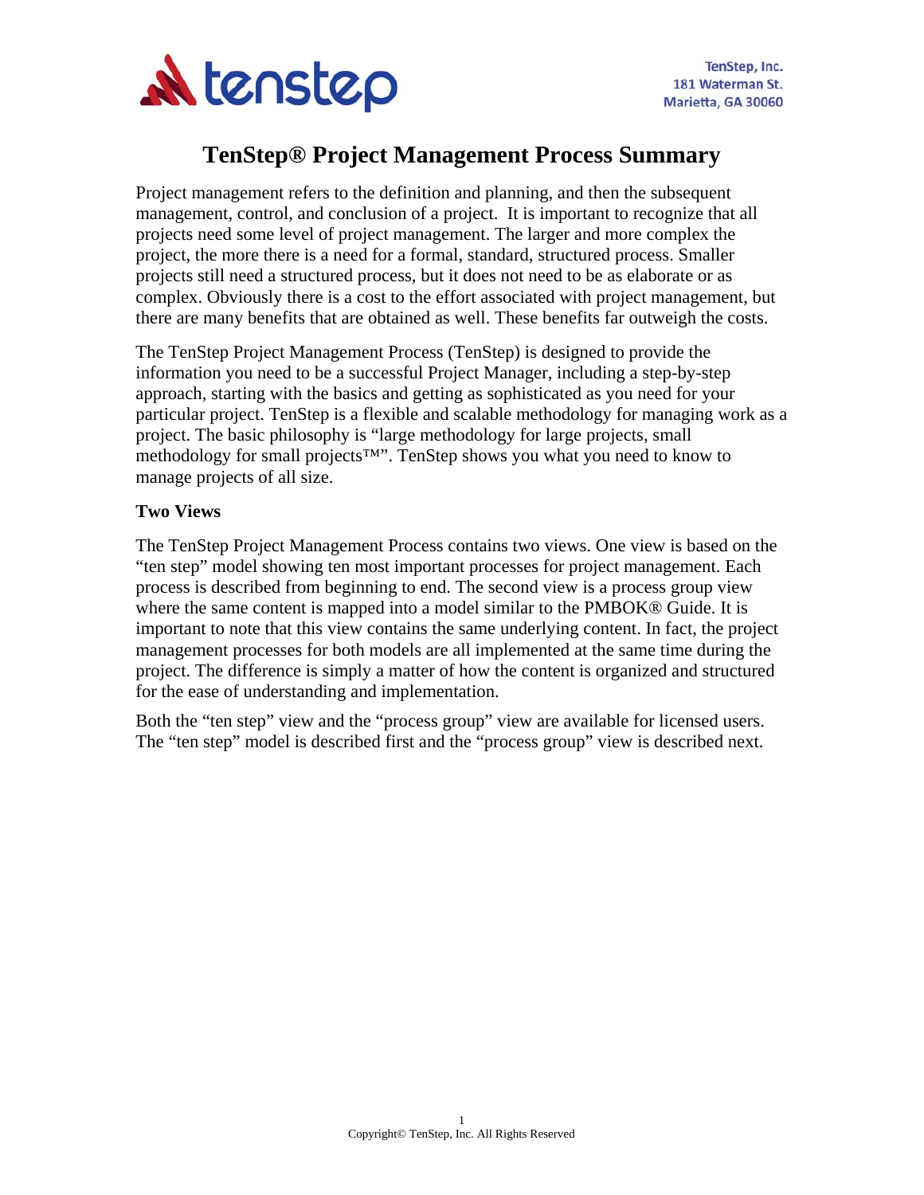TenStep, Inc.
181 Waterman St.
Marietta, GA 30060

# TenStep® Project Management Process Summary

Project management refers to the definition and planning, and then the subsequent management, control, and conclusion of a project. It is important to recognize that all projects need some level of project management. The larger and more complex the project, the more there is a need for a formal, standard, structured process. Smaller projects still need a structured process, but it does not need to be as elaborate or as complex. Obviously there is a cost to the effort associated with project management, but there are many benefits that are obtained as well. These benefits far outweigh the costs.

The TenStep Project Management Process (TenStep) is designed to provide the information you need to be a successful Project Manager, including a step-by-step approach, starting with the basics and getting as sophisticated as you need for your particular project. TenStep is a flexible and scalable methodology for managing work as a project. The basic philosophy is "large methodology for large projects, small methodology for small projects™". TenStep shows you what you need to know to manage projects of all size.

**Two Views**

The TenStep Project Management Process contains two views. One view is based on the "ten step" model showing ten most important processes for project management. Each process is described from beginning to end. The second view is a process group view where the same content is mapped into a model similar to the PMBOK® Guide. It is important to note that this view contains the same underlying content. In fact, the project management processes for both models are all implemented at the same time during the project. The difference is simply a matter of how the content is organized and structured for the ease of understanding and implementation.

Both the "ten step" view and the "process group" view are available for licensed users. The "ten step" model is described first and the "process group" view is described next.

Copyright© TenStep, Inc. All Rights Reserved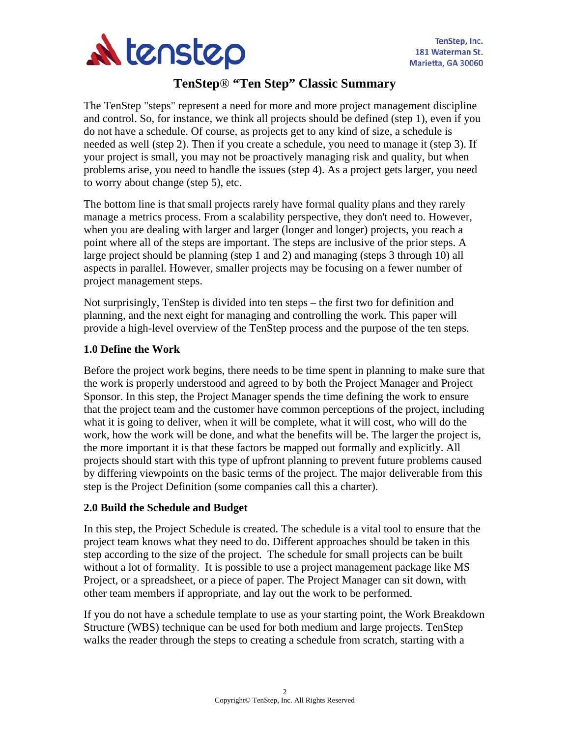# TenStep® "Ten Step" Classic Summary

The TenStep "steps" represent a need for more and more project management discipline and control. So, for instance, we think all projects should be defined (step 1), even if you do not have a schedule. Of course, as projects get to any kind of size, a schedule is needed as well (step 2). Then if you create a schedule, you need to manage it (step 3). If your project is small, you may not be proactively managing risk and quality, but when problems arise, you need to handle the issues (step 4). As a project gets larger, you need to worry about change (step 5), etc.

The bottom line is that small projects rarely have formal quality plans and they rarely manage a metrics process. From a scalability perspective, they don't need to. However, when you are dealing with larger and larger (longer and longer) projects, you reach a point where all of the steps are important. The steps are inclusive of the prior steps. A large project should be planning (step 1 and 2) and managing (steps 3 through 10) all aspects in parallel. However, smaller projects may be focusing on a fewer number of project management steps.

Not surprisingly, TenStep is divided into ten steps – the first two for definition and planning, and the next eight for managing and controlling the work. This paper will provide a high-level overview of the TenStep process and the purpose of the ten steps.

### 1.0 Define the Work

Before the project work begins, there needs to be time spent in planning to make sure that the work is properly understood and agreed to by both the Project Manager and Project Sponsor. In this step, the Project Manager spends the time defining the work to ensure that the project team and the customer have common perceptions of the project, including what it is going to deliver, when it will be complete, what it will cost, who will do the work, how the work will be done, and what the benefits will be. The larger the project is, the more important it is that these factors be mapped out formally and explicitly. All projects should start with this type of upfront planning to prevent future problems caused by differing viewpoints on the basic terms of the project. The major deliverable from this step is the Project Definition (some companies call this a charter).

### 2.0 Build the Schedule and Budget

In this step, the Project Schedule is created. The schedule is a vital tool to ensure that the project team knows what they need to do. Different approaches should be taken in this step according to the size of the project. The schedule for small projects can be built without a lot of formality. It is possible to use a project management package like MS Project, or a spreadsheet, or a piece of paper. The Project Manager can sit down, with other team members if appropriate, and lay out the work to be performed.

If you do not have a schedule template to use as your starting point, the Work Breakdown Structure (WBS) technique can be used for both medium and large projects. TenStep walks the reader through the steps to creating a schedule from scratch, starting with a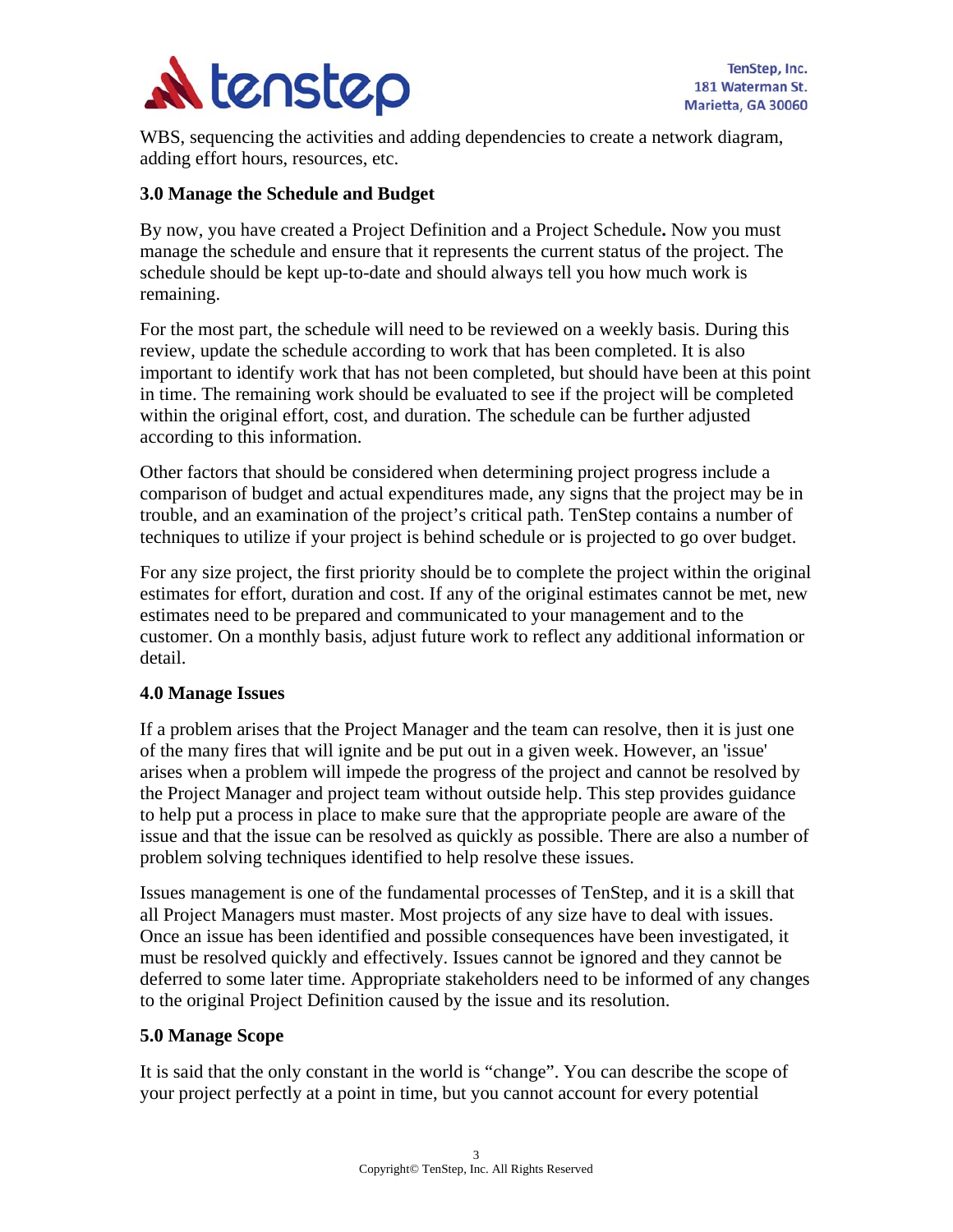WBS, sequencing the activities and adding dependencies to create a network diagram, adding effort hours, resources, etc.

### 3.0 Manage the Schedule and Budget

By now, you have created a Project Definition and a Project Schedule**.** Now you must manage the schedule and ensure that it represents the current status of the project. The schedule should be kept up-to-date and should always tell you how much work is remaining.

For the most part, the schedule will need to be reviewed on a weekly basis. During this review, update the schedule according to work that has been completed. It is also important to identify work that has not been completed, but should have been at this point in time. The remaining work should be evaluated to see if the project will be completed within the original effort, cost, and duration. The schedule can be further adjusted according to this information.

Other factors that should be considered when determining project progress include a comparison of budget and actual expenditures made, any signs that the project may be in trouble, and an examination of the project's critical path. TenStep contains a number of techniques to utilize if your project is behind schedule or is projected to go over budget.

For any size project, the first priority should be to complete the project within the original estimates for effort, duration and cost. If any of the original estimates cannot be met, new estimates need to be prepared and communicated to your management and to the customer. On a monthly basis, adjust future work to reflect any additional information or detail.

### 4.0 Manage Issues

If a problem arises that the Project Manager and the team can resolve, then it is just one of the many fires that will ignite and be put out in a given week. However, an 'issue' arises when a problem will impede the progress of the project and cannot be resolved by the Project Manager and project team without outside help. This step provides guidance to help put a process in place to make sure that the appropriate people are aware of the issue and that the issue can be resolved as quickly as possible. There are also a number of problem solving techniques identified to help resolve these issues.

Issues management is one of the fundamental processes of TenStep, and it is a skill that all Project Managers must master. Most projects of any size have to deal with issues. Once an issue has been identified and possible consequences have been investigated, it must be resolved quickly and effectively. Issues cannot be ignored and they cannot be deferred to some later time. Appropriate stakeholders need to be informed of any changes to the original Project Definition caused by the issue and its resolution.

### 5.0 Manage Scope

It is said that the only constant in the world is "change". You can describe the scope of your project perfectly at a point in time, but you cannot account for every potential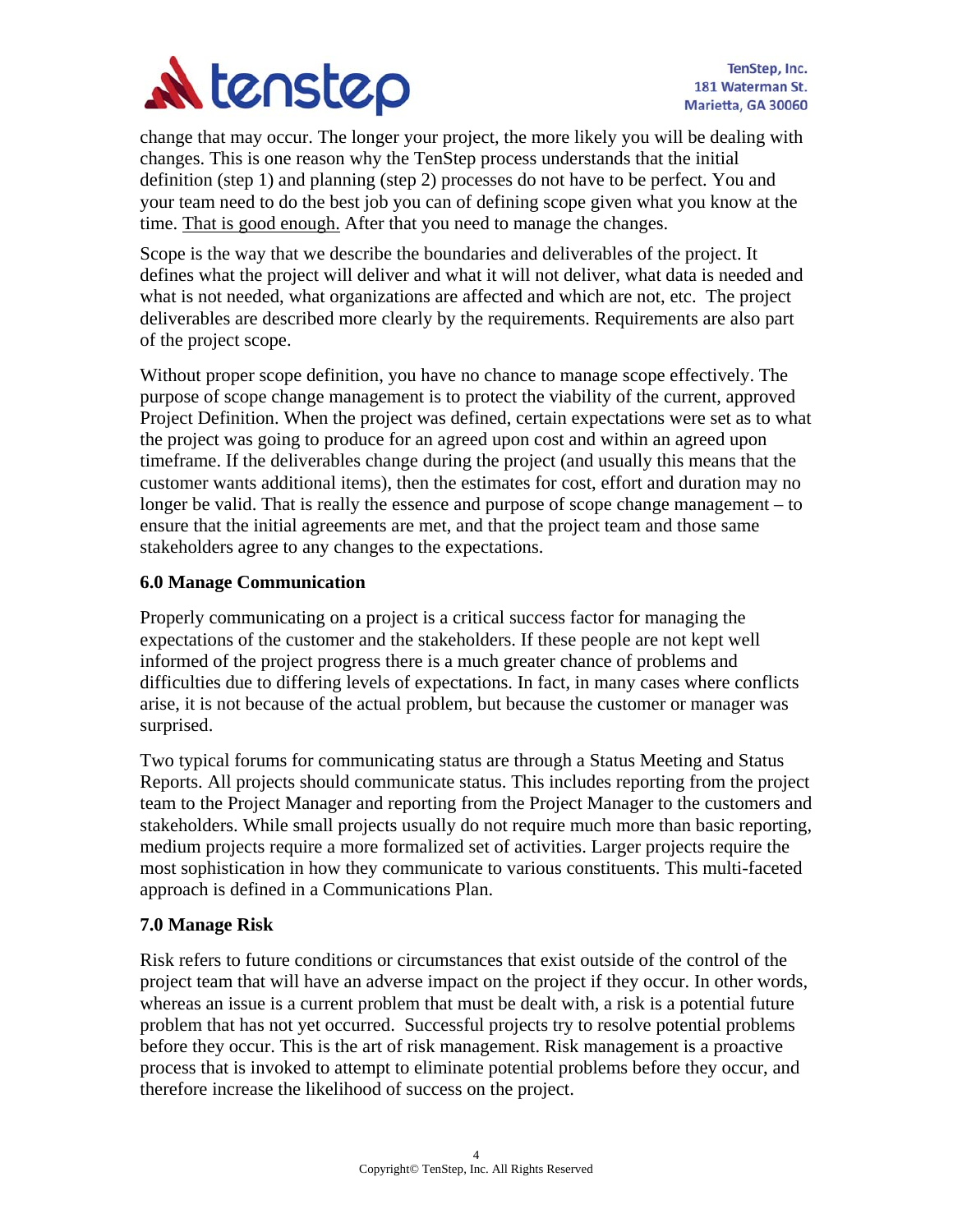change that may occur. The longer your project, the more likely you will be dealing with changes. This is one reason why the TenStep process understands that the initial definition (step 1) and planning (step 2) processes do not have to be perfect. You and your team need to do the best job you can of defining scope given what you know at the time. <u>That is good enough.</u> After that you need to manage the changes.

Scope is the way that we describe the boundaries and deliverables of the project. It defines what the project will deliver and what it will not deliver, what data is needed and what is not needed, what organizations are affected and which are not, etc. The project deliverables are described more clearly by the requirements. Requirements are also part of the project scope.

Without proper scope definition, you have no chance to manage scope effectively. The purpose of scope change management is to protect the viability of the current, approved Project Definition. When the project was defined, certain expectations were set as to what the project was going to produce for an agreed upon cost and within an agreed upon timeframe. If the deliverables change during the project (and usually this means that the customer wants additional items), then the estimates for cost, effort and duration may no longer be valid. That is really the essence and purpose of scope change management – to ensure that the initial agreements are met, and that the project team and those same stakeholders agree to any changes to the expectations.

### 6.0 Manage Communication

Properly communicating on a project is a critical success factor for managing the expectations of the customer and the stakeholders. If these people are not kept well informed of the project progress there is a much greater chance of problems and difficulties due to differing levels of expectations. In fact, in many cases where conflicts arise, it is not because of the actual problem, but because the customer or manager was surprised.

Two typical forums for communicating status are through a Status Meeting and Status Reports. All projects should communicate status. This includes reporting from the project team to the Project Manager and reporting from the Project Manager to the customers and stakeholders. While small projects usually do not require much more than basic reporting, medium projects require a more formalized set of activities. Larger projects require the most sophistication in how they communicate to various constituents. This multi-faceted approach is defined in a Communications Plan.

### 7.0 Manage Risk

Risk refers to future conditions or circumstances that exist outside of the control of the project team that will have an adverse impact on the project if they occur. In other words, whereas an issue is a current problem that must be dealt with, a risk is a potential future problem that has not yet occurred. Successful projects try to resolve potential problems before they occur. This is the art of risk management. Risk management is a proactive process that is invoked to attempt to eliminate potential problems before they occur, and therefore increase the likelihood of success on the project.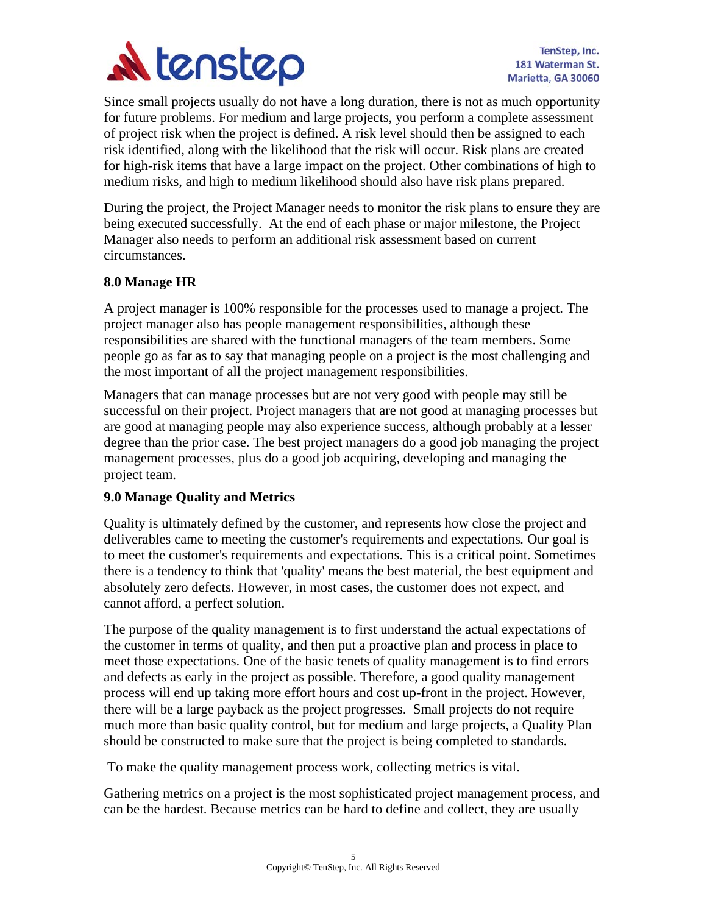Since small projects usually do not have a long duration, there is not as much opportunity for future problems. For medium and large projects, you perform a complete assessment of project risk when the project is defined. A risk level should then be assigned to each risk identified, along with the likelihood that the risk will occur. Risk plans are created for high-risk items that have a large impact on the project. Other combinations of high to medium risks, and high to medium likelihood should also have risk plans prepared.

During the project, the Project Manager needs to monitor the risk plans to ensure they are being executed successfully. At the end of each phase or major milestone, the Project Manager also needs to perform an additional risk assessment based on current circumstances.

## 8.0 Manage HR

A project manager is 100% responsible for the processes used to manage a project. The project manager also has people management responsibilities, although these responsibilities are shared with the functional managers of the team members. Some people go as far as to say that managing people on a project is the most challenging and the most important of all the project management responsibilities.

Managers that can manage processes but are not very good with people may still be successful on their project. Project managers that are not good at managing processes but are good at managing people may also experience success, although probably at a lesser degree than the prior case. The best project managers do a good job managing the project management processes, plus do a good job acquiring, developing and managing the project team.

## 9.0 Manage Quality and Metrics

Quality is ultimately defined by the customer, and represents how close the project and deliverables came to meeting the customer's requirements and expectations. Our goal is to meet the customer's requirements and expectations. This is a critical point. Sometimes there is a tendency to think that 'quality' means the best material, the best equipment and absolutely zero defects. However, in most cases, the customer does not expect, and cannot afford, a perfect solution.

The purpose of the quality management is to first understand the actual expectations of the customer in terms of quality, and then put a proactive plan and process in place to meet those expectations. One of the basic tenets of quality management is to find errors and defects as early in the project as possible. Therefore, a good quality management process will end up taking more effort hours and cost up-front in the project. However, there will be a large payback as the project progresses. Small projects do not require much more than basic quality control, but for medium and large projects, a Quality Plan should be constructed to make sure that the project is being completed to standards.

To make the quality management process work, collecting metrics is vital.

Gathering metrics on a project is the most sophisticated project management process, and can be the hardest. Because metrics can be hard to define and collect, they are usually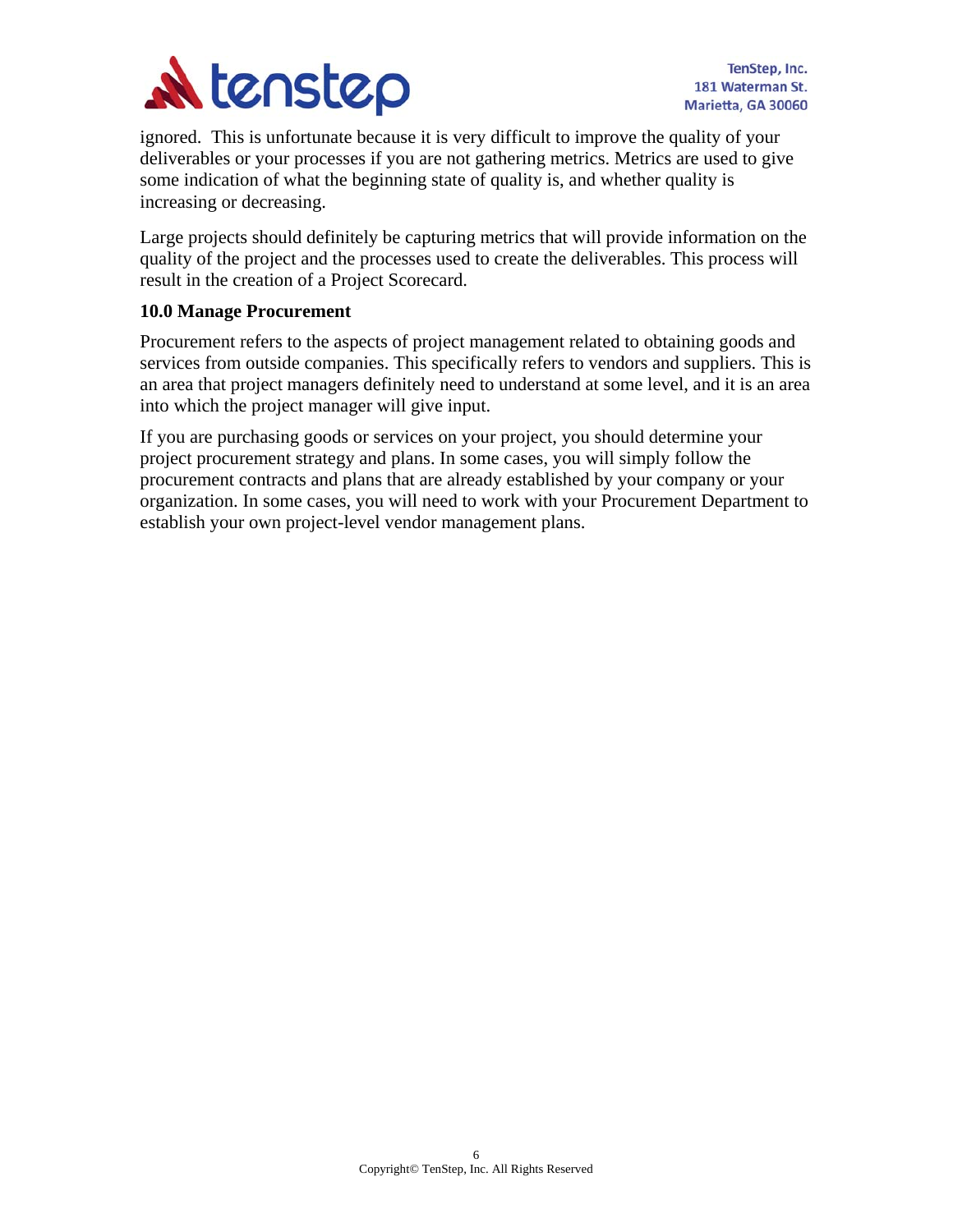ignored. This is unfortunate because it is very difficult to improve the quality of your deliverables or your processes if you are not gathering metrics. Metrics are used to give some indication of what the beginning state of quality is, and whether quality is increasing or decreasing.

Large projects should definitely be capturing metrics that will provide information on the quality of the project and the processes used to create the deliverables. This process will result in the creation of a Project Scorecard.

**10.0 Manage Procurement**

Procurement refers to the aspects of project management related to obtaining goods and services from outside companies. This specifically refers to vendors and suppliers. This is an area that project managers definitely need to understand at some level, and it is an area into which the project manager will give input.

If you are purchasing goods or services on your project, you should determine your project procurement strategy and plans. In some cases, you will simply follow the procurement contracts and plans that are already established by your company or your organization. In some cases, you will need to work with your Procurement Department to establish your own project-level vendor management plans.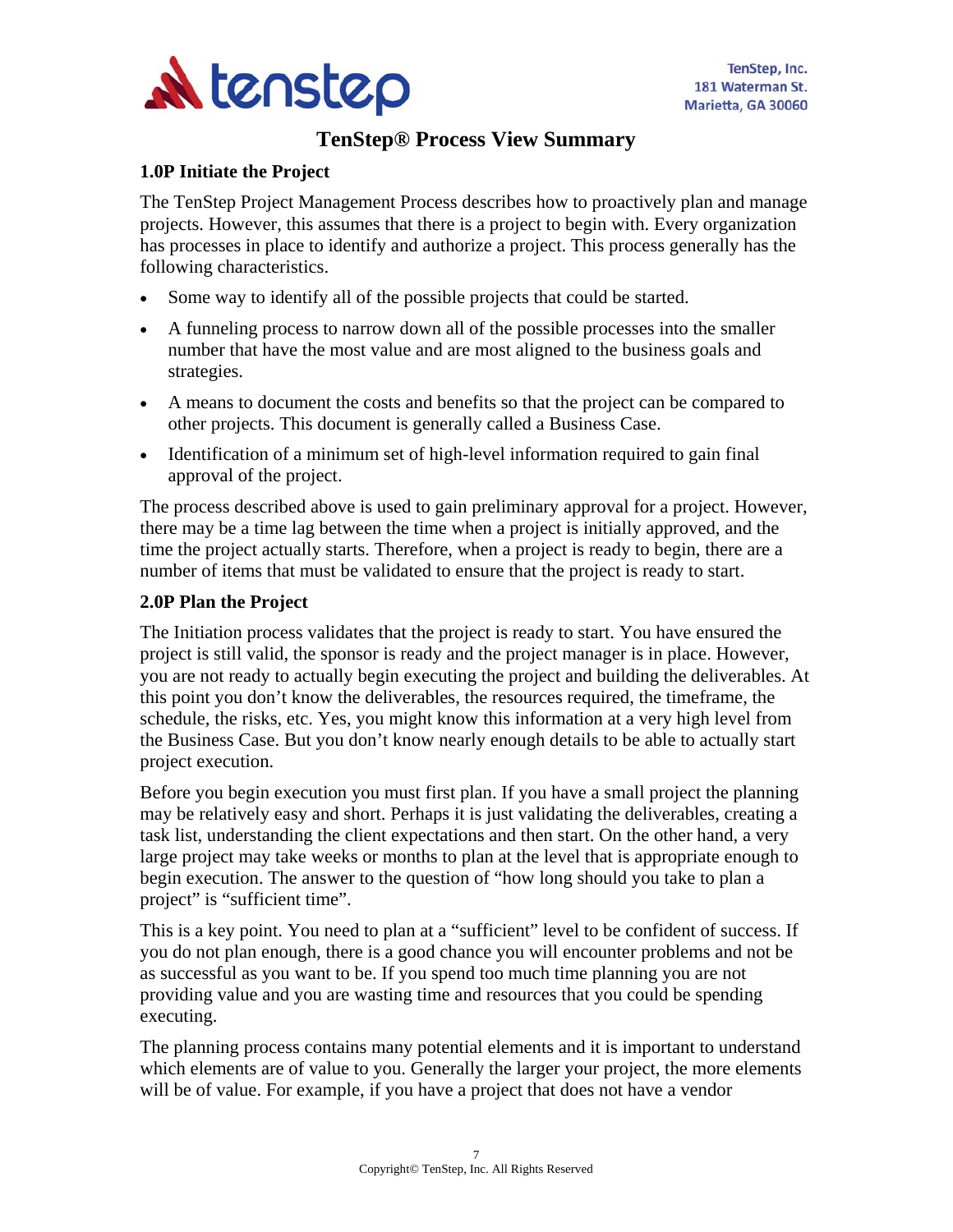# TenStep® Process View Summary

## 1.0P Initiate the Project

The TenStep Project Management Process describes how to proactively plan and manage projects. However, this assumes that there is a project to begin with. Every organization has processes in place to identify and authorize a project. This process generally has the following characteristics.

- Some way to identify all of the possible projects that could be started.
- A funneling process to narrow down all of the possible processes into the smaller number that have the most value and are most aligned to the business goals and strategies.
- A means to document the costs and benefits so that the project can be compared to other projects. This document is generally called a Business Case.
- Identification of a minimum set of high-level information required to gain final approval of the project.

The process described above is used to gain preliminary approval for a project. However, there may be a time lag between the time when a project is initially approved, and the time the project actually starts. Therefore, when a project is ready to begin, there are a number of items that must be validated to ensure that the project is ready to start.

## 2.0P Plan the Project

The Initiation process validates that the project is ready to start. You have ensured the project is still valid, the sponsor is ready and the project manager is in place. However, you are not ready to actually begin executing the project and building the deliverables. At this point you don't know the deliverables, the resources required, the timeframe, the schedule, the risks, etc. Yes, you might know this information at a very high level from the Business Case. But you don't know nearly enough details to be able to actually start project execution.

Before you begin execution you must first plan. If you have a small project the planning may be relatively easy and short. Perhaps it is just validating the deliverables, creating a task list, understanding the client expectations and then start. On the other hand, a very large project may take weeks or months to plan at the level that is appropriate enough to begin execution. The answer to the question of "how long should you take to plan a project" is "sufficient time".

This is a key point. You need to plan at a "sufficient" level to be confident of success. If you do not plan enough, there is a good chance you will encounter problems and not be as successful as you want to be. If you spend too much time planning you are not providing value and you are wasting time and resources that you could be spending executing.

The planning process contains many potential elements and it is important to understand which elements are of value to you. Generally the larger your project, the more elements will be of value. For example, if you have a project that does not have a vendor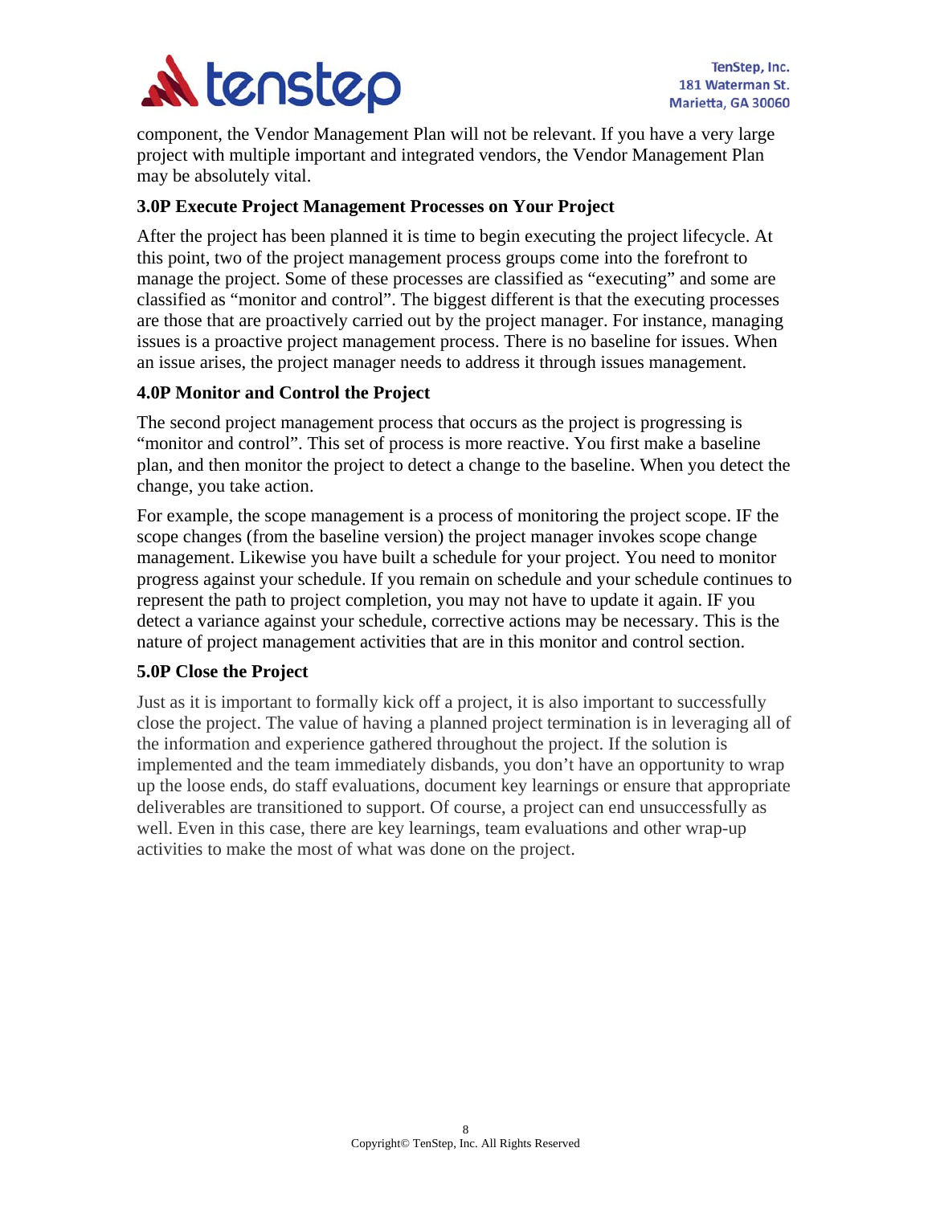component, the Vendor Management Plan will not be relevant. If you have a very large project with multiple important and integrated vendors, the Vendor Management Plan may be absolutely vital.

### 3.0P Execute Project Management Processes on Your Project

After the project has been planned it is time to begin executing the project lifecycle. At this point, two of the project management process groups come into the forefront to manage the project. Some of these processes are classified as "executing" and some are classified as "monitor and control". The biggest different is that the executing processes are those that are proactively carried out by the project manager. For instance, managing issues is a proactive project management process. There is no baseline for issues. When an issue arises, the project manager needs to address it through issues management.

### 4.0P Monitor and Control the Project

The second project management process that occurs as the project is progressing is "monitor and control". This set of process is more reactive. You first make a baseline plan, and then monitor the project to detect a change to the baseline. When you detect the change, you take action.

For example, the scope management is a process of monitoring the project scope. IF the scope changes (from the baseline version) the project manager invokes scope change management. Likewise you have built a schedule for your project. You need to monitor progress against your schedule. If you remain on schedule and your schedule continues to represent the path to project completion, you may not have to update it again. IF you detect a variance against your schedule, corrective actions may be necessary. This is the nature of project management activities that are in this monitor and control section.

### 5.0P Close the Project

Just as it is important to formally kick off a project, it is also important to successfully close the project. The value of having a planned project termination is in leveraging all of the information and experience gathered throughout the project. If the solution is implemented and the team immediately disbands, you don't have an opportunity to wrap up the loose ends, do staff evaluations, document key learnings or ensure that appropriate deliverables are transitioned to support. Of course, a project can end unsuccessfully as well. Even in this case, there are key learnings, team evaluations and other wrap-up activities to make the most of what was done on the project.